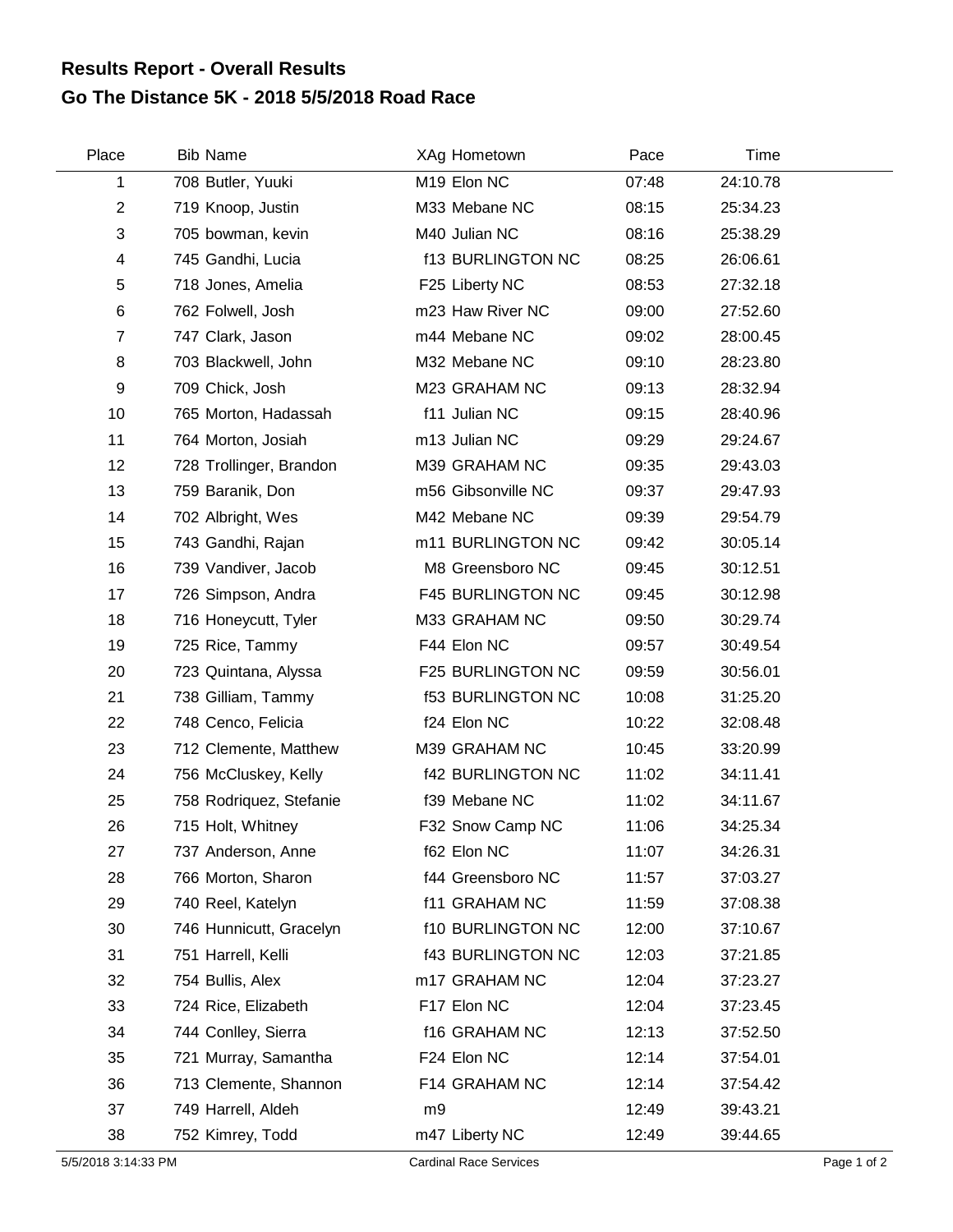# Results Report - Overall Results
## Go The Distance 5K - 2018 5/5/2018 Road Race

| Place | Bib | Name | XAg | Hometown | Pace | Time |
|---|---|---|---|---|---|---|
| 1 | 708 | Butler, Yuuki | M19 | Elon NC | 07:48 | 24:10.78 |
| 2 | 719 | Knoop, Justin | M33 | Mebane NC | 08:15 | 25:34.23 |
| 3 | 705 | bowman, kevin | M40 | Julian NC | 08:16 | 25:38.29 |
| 4 | 745 | Gandhi, Lucia | f13 | BURLINGTON NC | 08:25 | 26:06.61 |
| 5 | 718 | Jones, Amelia | F25 | Liberty NC | 08:53 | 27:32.18 |
| 6 | 762 | Folwell, Josh | m23 | Haw River NC | 09:00 | 27:52.60 |
| 7 | 747 | Clark, Jason | m44 | Mebane NC | 09:02 | 28:00.45 |
| 8 | 703 | Blackwell, John | M32 | Mebane NC | 09:10 | 28:23.80 |
| 9 | 709 | Chick, Josh | M23 | GRAHAM NC | 09:13 | 28:32.94 |
| 10 | 765 | Morton, Hadassah | f11 | Julian NC | 09:15 | 28:40.96 |
| 11 | 764 | Morton, Josiah | m13 | Julian NC | 09:29 | 29:24.67 |
| 12 | 728 | Trollinger, Brandon | M39 | GRAHAM NC | 09:35 | 29:43.03 |
| 13 | 759 | Baranik, Don | m56 | Gibsonville NC | 09:37 | 29:47.93 |
| 14 | 702 | Albright, Wes | M42 | Mebane NC | 09:39 | 29:54.79 |
| 15 | 743 | Gandhi, Rajan | m11 | BURLINGTON NC | 09:42 | 30:05.14 |
| 16 | 739 | Vandiver, Jacob | M8 | Greensboro NC | 09:45 | 30:12.51 |
| 17 | 726 | Simpson, Andra | F45 | BURLINGTON NC | 09:45 | 30:12.98 |
| 18 | 716 | Honeycutt, Tyler | M33 | GRAHAM NC | 09:50 | 30:29.74 |
| 19 | 725 | Rice, Tammy | F44 | Elon NC | 09:57 | 30:49.54 |
| 20 | 723 | Quintana, Alyssa | F25 | BURLINGTON NC | 09:59 | 30:56.01 |
| 21 | 738 | Gilliam, Tammy | f53 | BURLINGTON NC | 10:08 | 31:25.20 |
| 22 | 748 | Cenco, Felicia | f24 | Elon NC | 10:22 | 32:08.48 |
| 23 | 712 | Clemente, Matthew | M39 | GRAHAM NC | 10:45 | 33:20.99 |
| 24 | 756 | McCluskey, Kelly | f42 | BURLINGTON NC | 11:02 | 34:11.41 |
| 25 | 758 | Rodriquez, Stefanie | f39 | Mebane NC | 11:02 | 34:11.67 |
| 26 | 715 | Holt, Whitney | F32 | Snow Camp NC | 11:06 | 34:25.34 |
| 27 | 737 | Anderson, Anne | f62 | Elon NC | 11:07 | 34:26.31 |
| 28 | 766 | Morton, Sharon | f44 | Greensboro NC | 11:57 | 37:03.27 |
| 29 | 740 | Reel, Katelyn | f11 | GRAHAM NC | 11:59 | 37:08.38 |
| 30 | 746 | Hunnicutt, Gracelyn | f10 | BURLINGTON NC | 12:00 | 37:10.67 |
| 31 | 751 | Harrell, Kelli | f43 | BURLINGTON NC | 12:03 | 37:21.85 |
| 32 | 754 | Bullis, Alex | m17 | GRAHAM NC | 12:04 | 37:23.27 |
| 33 | 724 | Rice, Elizabeth | F17 | Elon NC | 12:04 | 37:23.45 |
| 34 | 744 | Conlley, Sierra | f16 | GRAHAM NC | 12:13 | 37:52.50 |
| 35 | 721 | Murray, Samantha | F24 | Elon NC | 12:14 | 37:54.01 |
| 36 | 713 | Clemente, Shannon | F14 | GRAHAM NC | 12:14 | 37:54.42 |
| 37 | 749 | Harrell, Aldeh | m9 | | 12:49 | 39:43.21 |
| 38 | 752 | Kimrey, Todd | m47 | Liberty NC | 12:49 | 39:44.65 |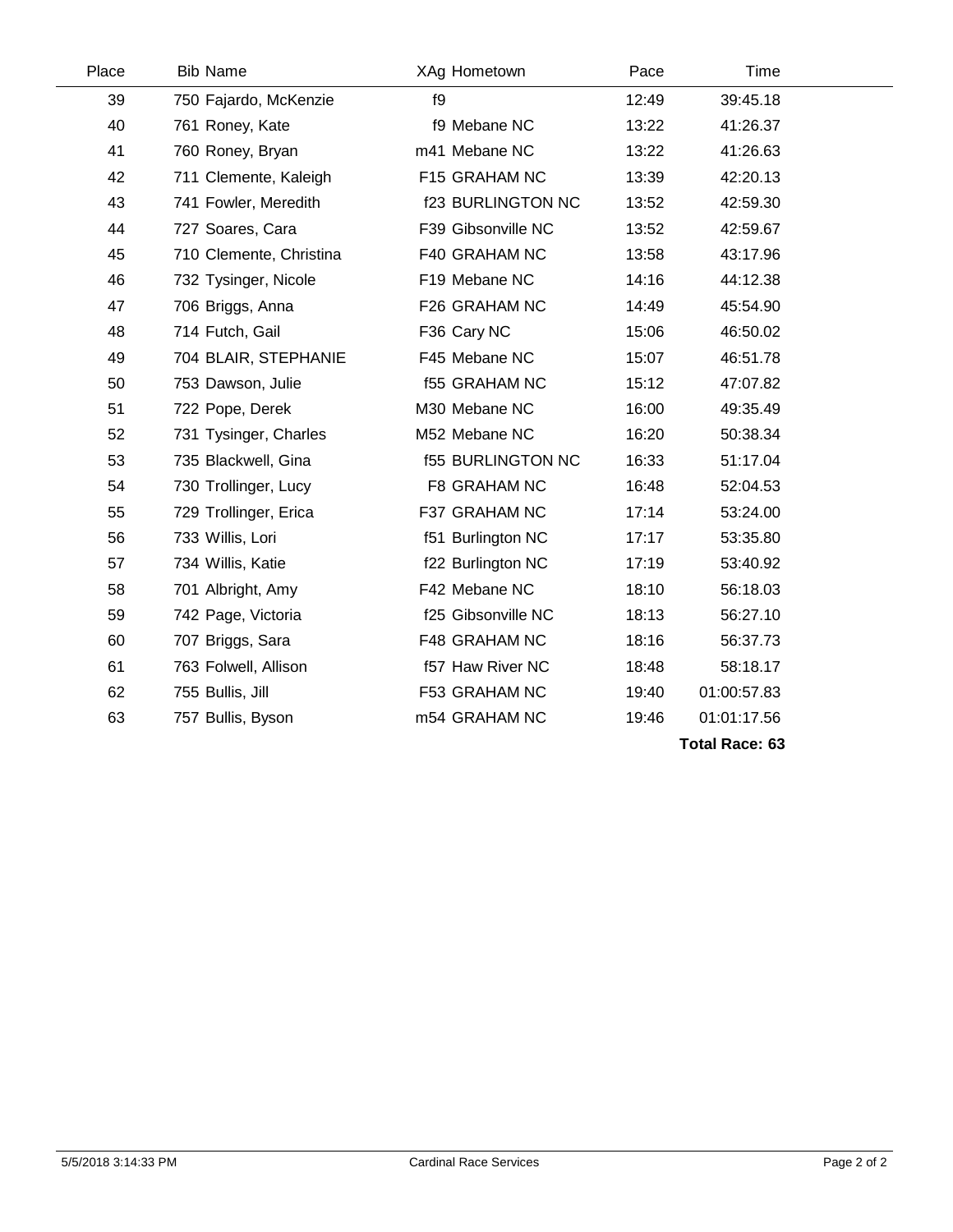| Place | Bib | Name | XAg | Hometown | Pace | Time |
|---|---|---|---|---|---|---|
| 39 | 750 | Fajardo, McKenzie | f9 | | 12:49 | 39:45.18 |
| 40 | 761 | Roney, Kate | f9 | Mebane NC | 13:22 | 41:26.37 |
| 41 | 760 | Roney, Bryan | m41 | Mebane NC | 13:22 | 41:26.63 |
| 42 | 711 | Clemente, Kaleigh | F15 | GRAHAM NC | 13:39 | 42:20.13 |
| 43 | 741 | Fowler, Meredith | f23 | BURLINGTON NC | 13:52 | 42:59.30 |
| 44 | 727 | Soares, Cara | F39 | Gibsonville NC | 13:52 | 42:59.67 |
| 45 | 710 | Clemente, Christina | F40 | GRAHAM NC | 13:58 | 43:17.96 |
| 46 | 732 | Tysinger, Nicole | F19 | Mebane NC | 14:16 | 44:12.38 |
| 47 | 706 | Briggs, Anna | F26 | GRAHAM NC | 14:49 | 45:54.90 |
| 48 | 714 | Futch, Gail | F36 | Cary NC | 15:06 | 46:50.02 |
| 49 | 704 | BLAIR, STEPHANIE | F45 | Mebane NC | 15:07 | 46:51.78 |
| 50 | 753 | Dawson, Julie | f55 | GRAHAM NC | 15:12 | 47:07.82 |
| 51 | 722 | Pope, Derek | M30 | Mebane NC | 16:00 | 49:35.49 |
| 52 | 731 | Tysinger, Charles | M52 | Mebane NC | 16:20 | 50:38.34 |
| 53 | 735 | Blackwell, Gina | f55 | BURLINGTON NC | 16:33 | 51:17.04 |
| 54 | 730 | Trollinger, Lucy | F8 | GRAHAM NC | 16:48 | 52:04.53 |
| 55 | 729 | Trollinger, Erica | F37 | GRAHAM NC | 17:14 | 53:24.00 |
| 56 | 733 | Willis, Lori | f51 | Burlington NC | 17:17 | 53:35.80 |
| 57 | 734 | Willis, Katie | f22 | Burlington NC | 17:19 | 53:40.92 |
| 58 | 701 | Albright, Amy | F42 | Mebane NC | 18:10 | 56:18.03 |
| 59 | 742 | Page, Victoria | f25 | Gibsonville NC | 18:13 | 56:27.10 |
| 60 | 707 | Briggs, Sara | F48 | GRAHAM NC | 18:16 | 56:37.73 |
| 61 | 763 | Folwell, Allison | f57 | Haw River NC | 18:48 | 58:18.17 |
| 62 | 755 | Bullis, Jill | F53 | GRAHAM NC | 19:40 | 01:00:57.83 |
| 63 | 757 | Bullis, Byson | m54 | GRAHAM NC | 19:46 | 01:01:17.56 |

**Total Race: 63**

5/5/2018 3:14:33 PM | Cardinal Race Services